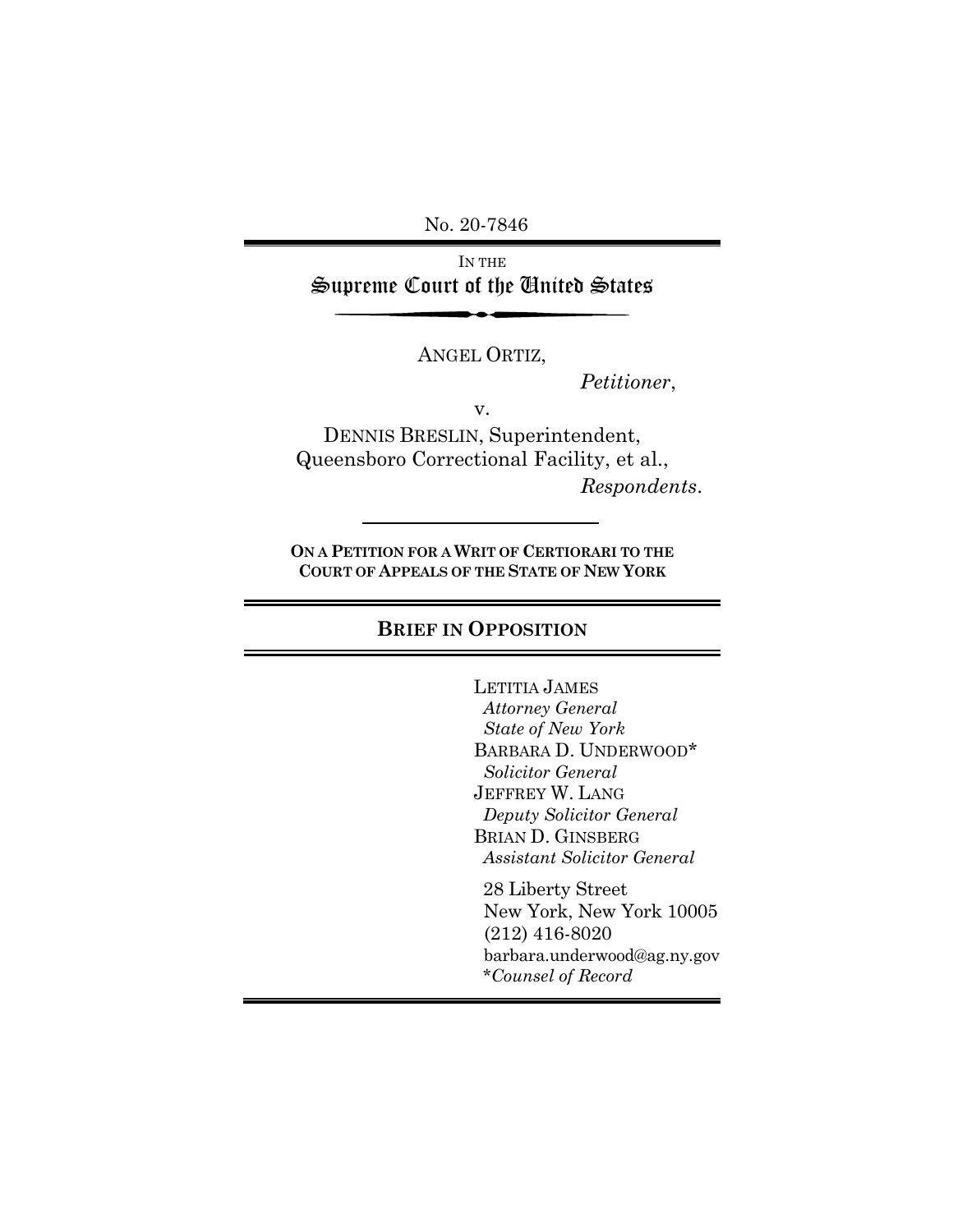No. 20-7846

IN THE

# Supreme Court of the United States

ANGEL ORTIZ,

*Petitioner*,

v.

DENNIS BRESLIN, Superintendent,
Queensboro Correctional Facility, et al.,

*Respondents*.

**ON A PETITION FOR A WRIT OF CERTIORARI TO THE COURT OF APPEALS OF THE STATE OF NEW YORK**

## BRIEF IN OPPOSITION

LETITIA JAMES
*Attorney General*
*State of New York*
BARBARA D. UNDERWOOD*
*Solicitor General*
JEFFREY W. LANG
*Deputy Solicitor General*
BRIAN D. GINSBERG
*Assistant Solicitor General*

28 Liberty Street
New York, New York 10005
(212) 416-8020
barbara.underwood@ag.ny.gov
**Counsel of Record*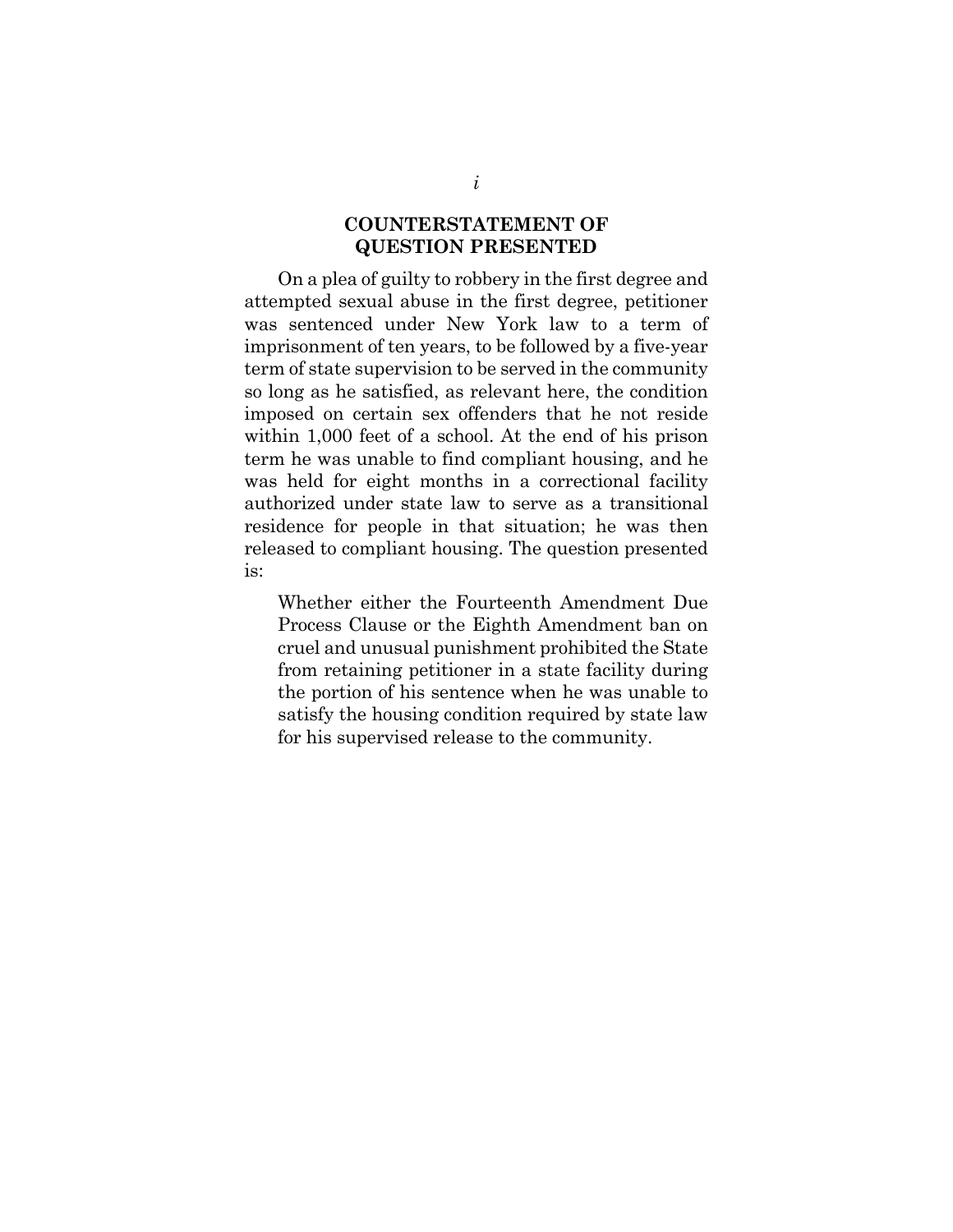# COUNTERSTATEMENT OF QUESTION PRESENTED

On a plea of guilty to robbery in the first degree and attempted sexual abuse in the first degree, petitioner was sentenced under New York law to a term of imprisonment of ten years, to be followed by a five-year term of state supervision to be served in the community so long as he satisfied, as relevant here, the condition imposed on certain sex offenders that he not reside within 1,000 feet of a school. At the end of his prison term he was unable to find compliant housing, and he was held for eight months in a correctional facility authorized under state law to serve as a transitional residence for people in that situation; he was then released to compliant housing. The question presented is:

> Whether either the Fourteenth Amendment Due Process Clause or the Eighth Amendment ban on cruel and unusual punishment prohibited the State from retaining petitioner in a state facility during the portion of his sentence when he was unable to satisfy the housing condition required by state law for his supervised release to the community.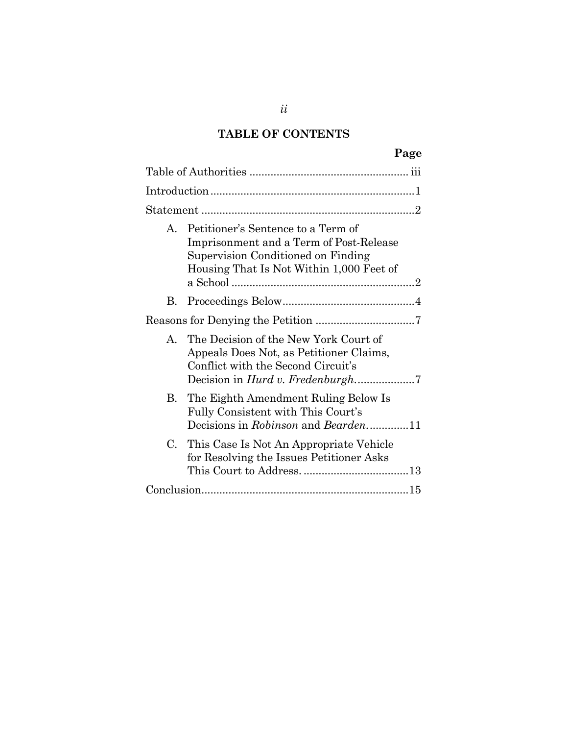## TABLE OF CONTENTS

| | Page |
|---|---|
| Table of Authorities | iii |
| Introduction | 1 |
| Statement | 2 |
| A. Petitioner's Sentence to a Term of Imprisonment and a Term of Post-Release Supervision Conditioned on Finding Housing That Is Not Within 1,000 Feet of a School | 2 |
| B. Proceedings Below | 4 |
| Reasons for Denying the Petition | 7 |
| A. The Decision of the New York Court of Appeals Does Not, as Petitioner Claims, Conflict with the Second Circuit's Decision in *Hurd v. Fredenburgh* | 7 |
| B. The Eighth Amendment Ruling Below Is Fully Consistent with This Court's Decisions in *Robinson* and *Bearden* | 11 |
| C. This Case Is Not An Appropriate Vehicle for Resolving the Issues Petitioner Asks This Court to Address. | 13 |
| Conclusion | 15 |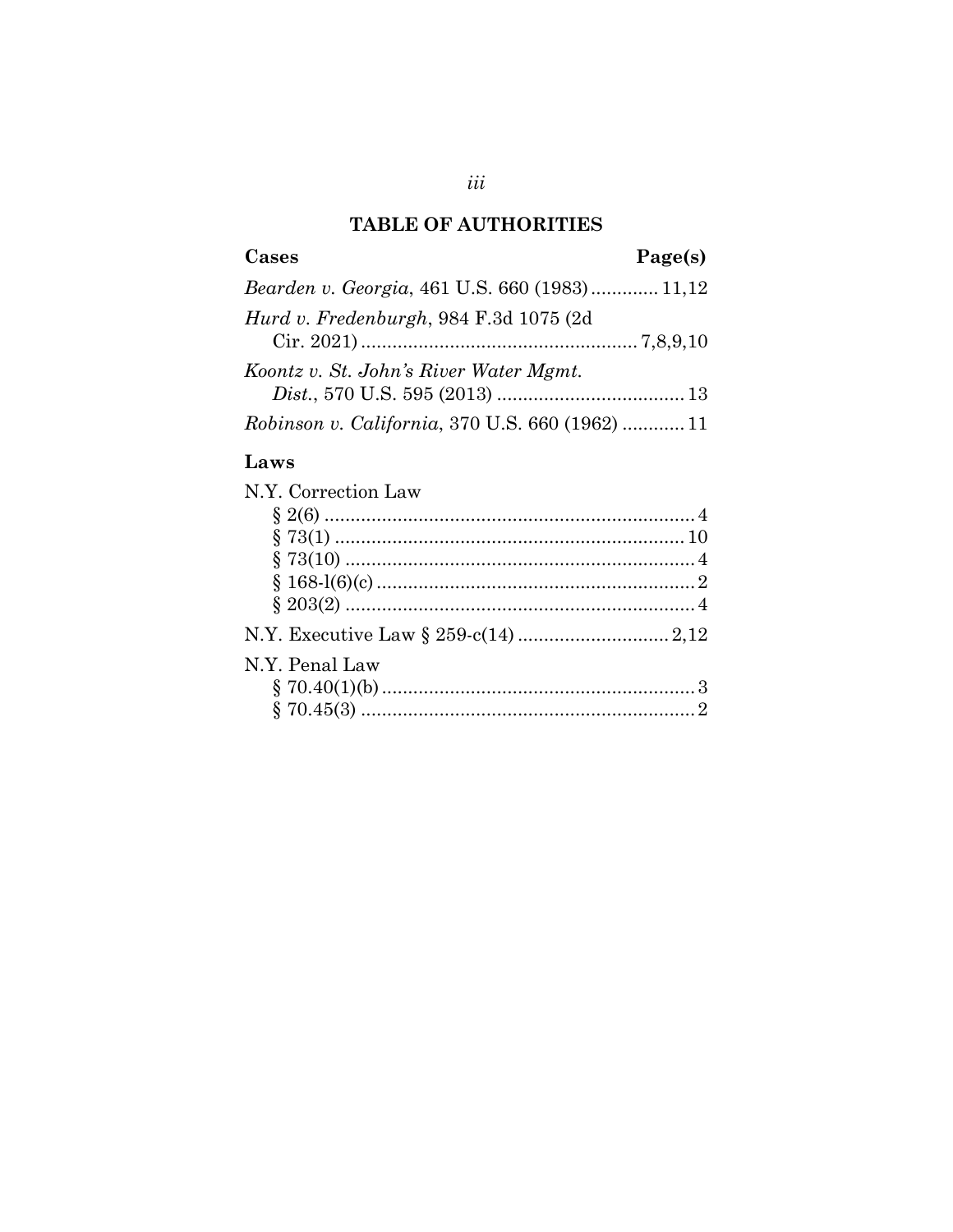# TABLE OF AUTHORITIES

**Cases** **Page(s)**

*Bearden v. Georgia*, 461 U.S. 660 (1983) ............. 11,12

*Hurd v. Fredenburgh*, 984 F.3d 1075 (2d Cir. 2021) ..................................................... 7,8,9,10

*Koontz v. St. John's River Water Mgmt. Dist.*, 570 U.S. 595 (2013) .................................... 13

*Robinson v. California*, 370 U.S. 660 (1962) ............ 11

**Laws**

N.Y. Correction Law

§ 2(6) ....................................................................... 4
§ 73(1) ................................................................... 10
§ 73(10) ................................................................... 4
§ 168-l(6)(c) ............................................................. 2
§ 203(2) ................................................................... 4

N.Y. Executive Law § 259-c(14) ............................. 2,12

N.Y. Penal Law

§ 70.40(1)(b) ............................................................ 3
§ 70.45(3) ................................................................ 2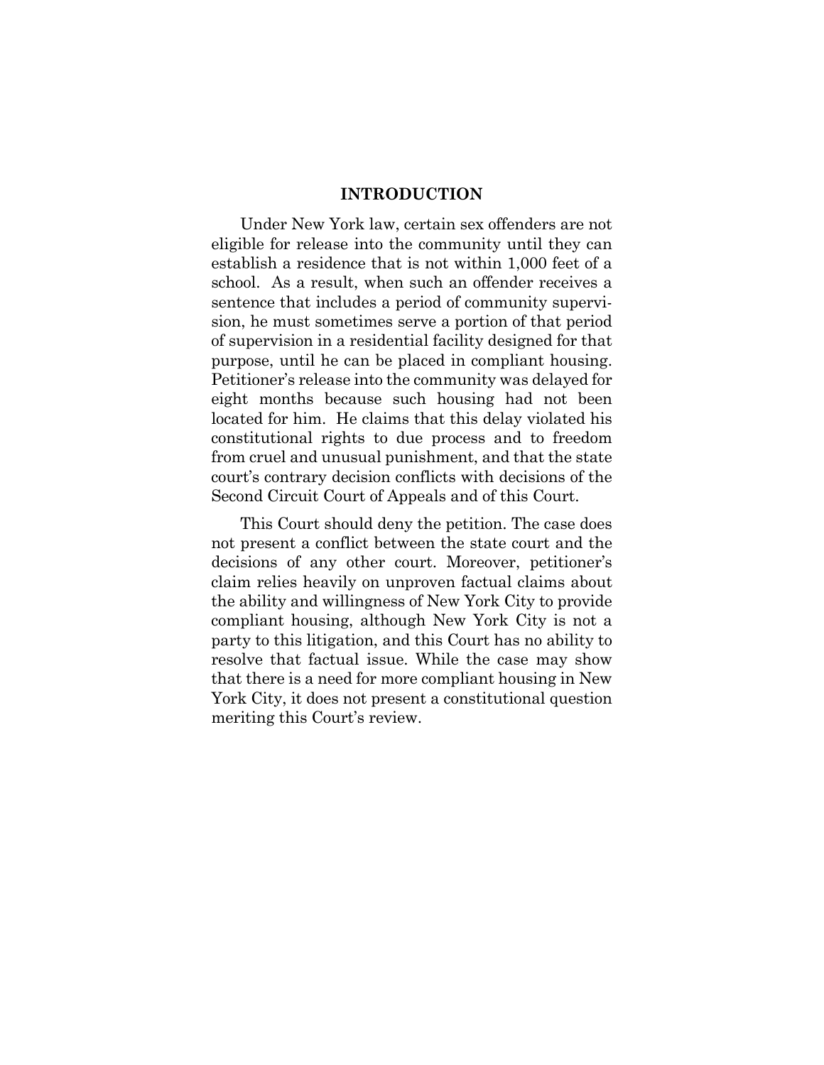## INTRODUCTION

Under New York law, certain sex offenders are not eligible for release into the community until they can establish a residence that is not within 1,000 feet of a school. As a result, when such an offender receives a sentence that includes a period of community supervision, he must sometimes serve a portion of that period of supervision in a residential facility designed for that purpose, until he can be placed in compliant housing. Petitioner's release into the community was delayed for eight months because such housing had not been located for him. He claims that this delay violated his constitutional rights to due process and to freedom from cruel and unusual punishment, and that the state court's contrary decision conflicts with decisions of the Second Circuit Court of Appeals and of this Court.

This Court should deny the petition. The case does not present a conflict between the state court and the decisions of any other court. Moreover, petitioner's claim relies heavily on unproven factual claims about the ability and willingness of New York City to provide compliant housing, although New York City is not a party to this litigation, and this Court has no ability to resolve that factual issue. While the case may show that there is a need for more compliant housing in New York City, it does not present a constitutional question meriting this Court's review.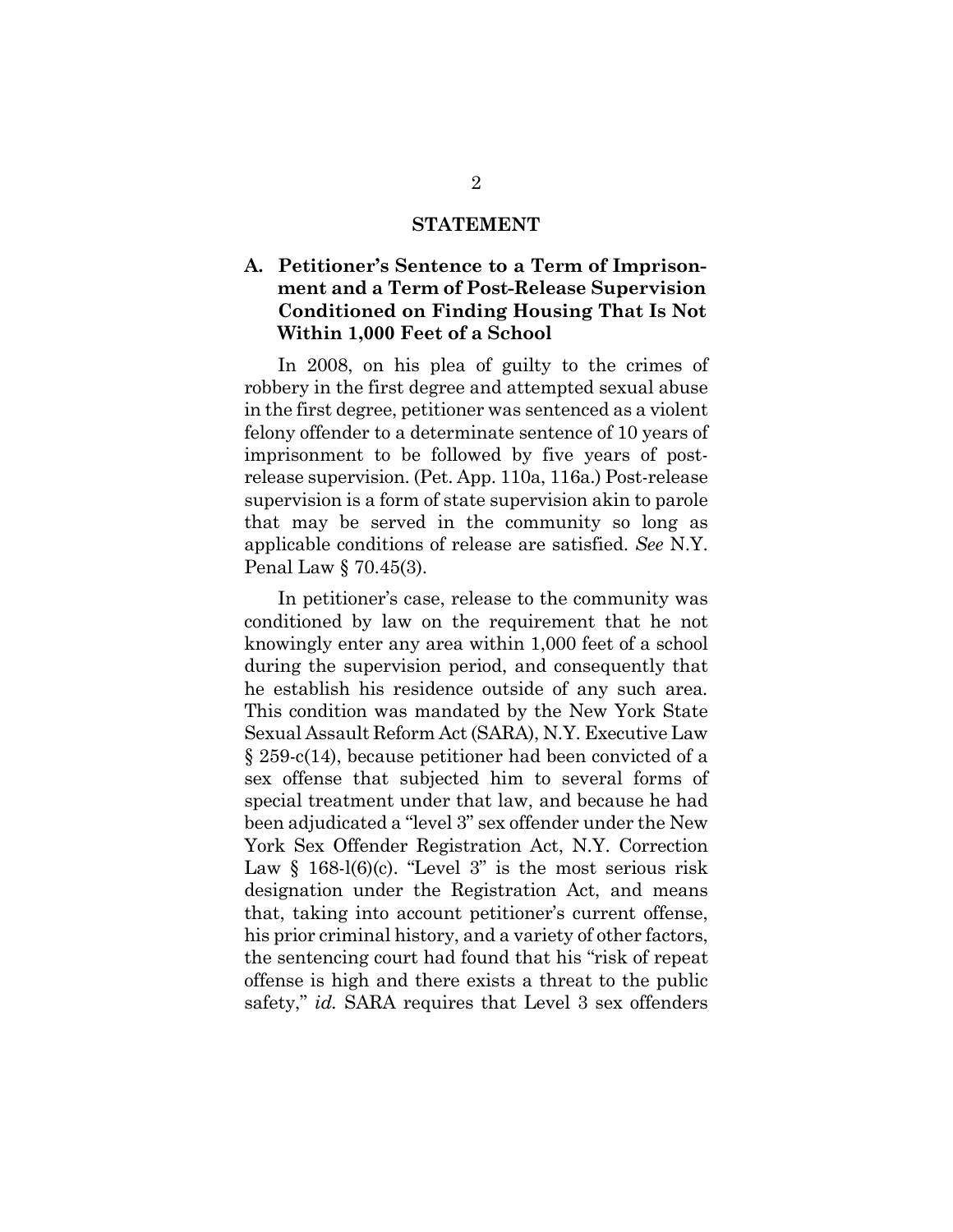## STATEMENT

### A. Petitioner's Sentence to a Term of Imprisonment and a Term of Post-Release Supervision Conditioned on Finding Housing That Is Not Within 1,000 Feet of a School

In 2008, on his plea of guilty to the crimes of robbery in the first degree and attempted sexual abuse in the first degree, petitioner was sentenced as a violent felony offender to a determinate sentence of 10 years of imprisonment to be followed by five years of post-release supervision. (Pet. App. 110a, 116a.) Post-release supervision is a form of state supervision akin to parole that may be served in the community so long as applicable conditions of release are satisfied. *See* N.Y. Penal Law § 70.45(3).

In petitioner's case, release to the community was conditioned by law on the requirement that he not knowingly enter any area within 1,000 feet of a school during the supervision period, and consequently that he establish his residence outside of any such area. This condition was mandated by the New York State Sexual Assault Reform Act (SARA), N.Y. Executive Law § 259-c(14), because petitioner had been convicted of a sex offense that subjected him to several forms of special treatment under that law, and because he had been adjudicated a "level 3" sex offender under the New York Sex Offender Registration Act, N.Y. Correction Law § 168-l(6)(c). "Level 3" is the most serious risk designation under the Registration Act, and means that, taking into account petitioner's current offense, his prior criminal history, and a variety of other factors, the sentencing court had found that his "risk of repeat offense is high and there exists a threat to the public safety," *id.* SARA requires that Level 3 sex offenders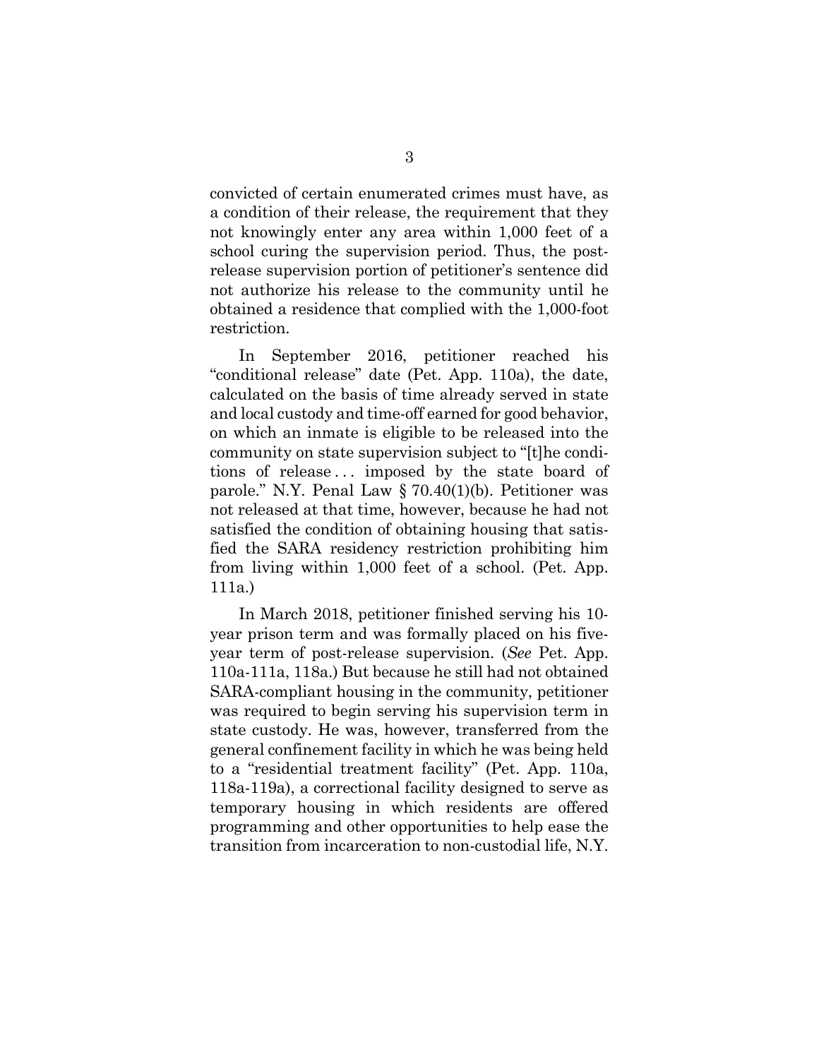convicted of certain enumerated crimes must have, as a condition of their release, the requirement that they not knowingly enter any area within 1,000 feet of a school curing the supervision period. Thus, the post-release supervision portion of petitioner's sentence did not authorize his release to the community until he obtained a residence that complied with the 1,000-foot restriction.

In September 2016, petitioner reached his "conditional release" date (Pet. App. 110a), the date, calculated on the basis of time already served in state and local custody and time-off earned for good behavior, on which an inmate is eligible to be released into the community on state supervision subject to "[t]he conditions of release . . . imposed by the state board of parole." N.Y. Penal Law § 70.40(1)(b). Petitioner was not released at that time, however, because he had not satisfied the condition of obtaining housing that satisfied the SARA residency restriction prohibiting him from living within 1,000 feet of a school. (Pet. App. 111a.)

In March 2018, petitioner finished serving his 10-year prison term and was formally placed on his five-year term of post-release supervision. (*See* Pet. App. 110a-111a, 118a.) But because he still had not obtained SARA-compliant housing in the community, petitioner was required to begin serving his supervision term in state custody. He was, however, transferred from the general confinement facility in which he was being held to a "residential treatment facility" (Pet. App. 110a, 118a-119a), a correctional facility designed to serve as temporary housing in which residents are offered programming and other opportunities to help ease the transition from incarceration to non-custodial life, N.Y.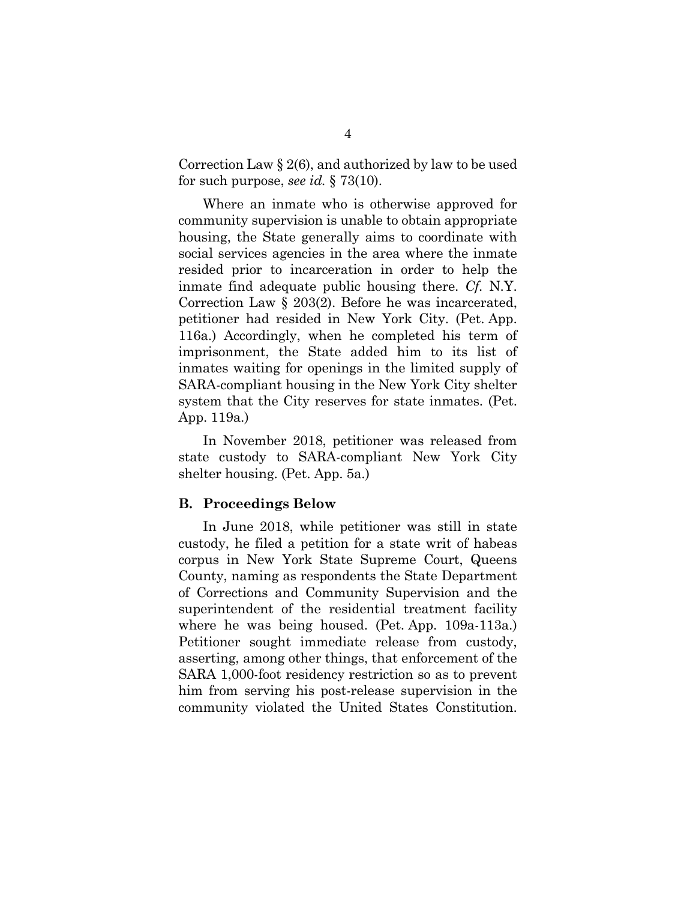Correction Law § 2(6), and authorized by law to be used for such purpose, *see id.* § 73(10).

Where an inmate who is otherwise approved for community supervision is unable to obtain appropriate housing, the State generally aims to coordinate with social services agencies in the area where the inmate resided prior to incarceration in order to help the inmate find adequate public housing there. *Cf.* N.Y. Correction Law § 203(2). Before he was incarcerated, petitioner had resided in New York City. (Pet. App. 116a.) Accordingly, when he completed his term of imprisonment, the State added him to its list of inmates waiting for openings in the limited supply of SARA-compliant housing in the New York City shelter system that the City reserves for state inmates. (Pet. App. 119a.)

In November 2018, petitioner was released from state custody to SARA-compliant New York City shelter housing. (Pet. App. 5a.)

### B. Proceedings Below

In June 2018, while petitioner was still in state custody, he filed a petition for a state writ of habeas corpus in New York State Supreme Court, Queens County, naming as respondents the State Department of Corrections and Community Supervision and the superintendent of the residential treatment facility where he was being housed. (Pet. App. 109a-113a.) Petitioner sought immediate release from custody, asserting, among other things, that enforcement of the SARA 1,000-foot residency restriction so as to prevent him from serving his post-release supervision in the community violated the United States Constitution.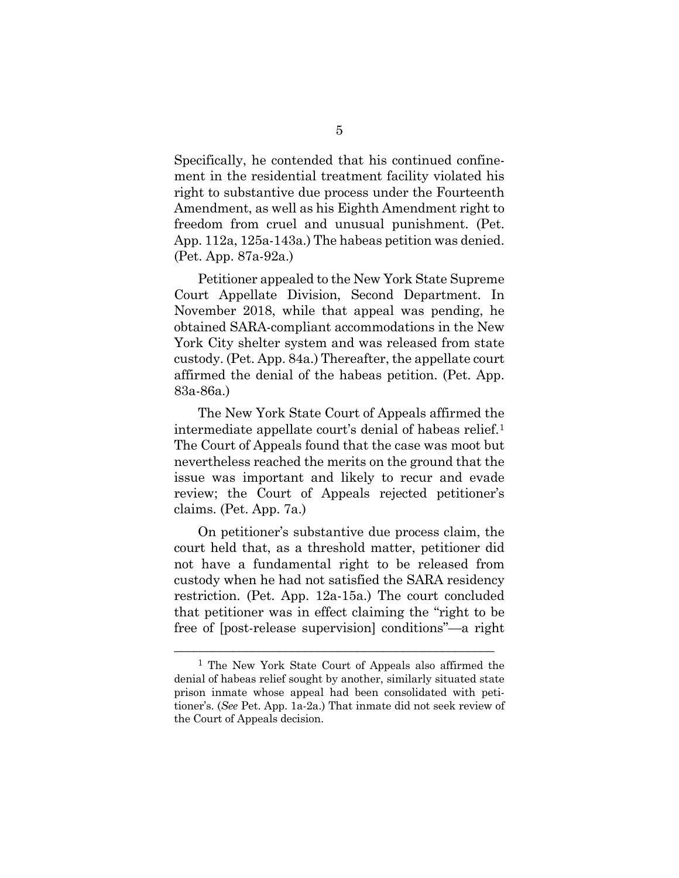Specifically, he contended that his continued confinement in the residential treatment facility violated his right to substantive due process under the Fourteenth Amendment, as well as his Eighth Amendment right to freedom from cruel and unusual punishment. (Pet. App. 112a, 125a-143a.) The habeas petition was denied. (Pet. App. 87a-92a.)

Petitioner appealed to the New York State Supreme Court Appellate Division, Second Department. In November 2018, while that appeal was pending, he obtained SARA-compliant accommodations in the New York City shelter system and was released from state custody. (Pet. App. 84a.) Thereafter, the appellate court affirmed the denial of the habeas petition. (Pet. App. 83a-86a.)

The New York State Court of Appeals affirmed the intermediate appellate court's denial of habeas relief.[1] The Court of Appeals found that the case was moot but nevertheless reached the merits on the ground that the issue was important and likely to recur and evade review; the Court of Appeals rejected petitioner's claims. (Pet. App. 7a.)

On petitioner's substantive due process claim, the court held that, as a threshold matter, petitioner did not have a fundamental right to be released from custody when he had not satisfied the SARA residency restriction. (Pet. App. 12a-15a.) The court concluded that petitioner was in effect claiming the "right to be free of [post-release supervision] conditions"—a right

---

[1] The New York State Court of Appeals also affirmed the denial of habeas relief sought by another, similarly situated state prison inmate whose appeal had been consolidated with petitioner's. (*See* Pet. App. 1a-2a.) That inmate did not seek review of the Court of Appeals decision.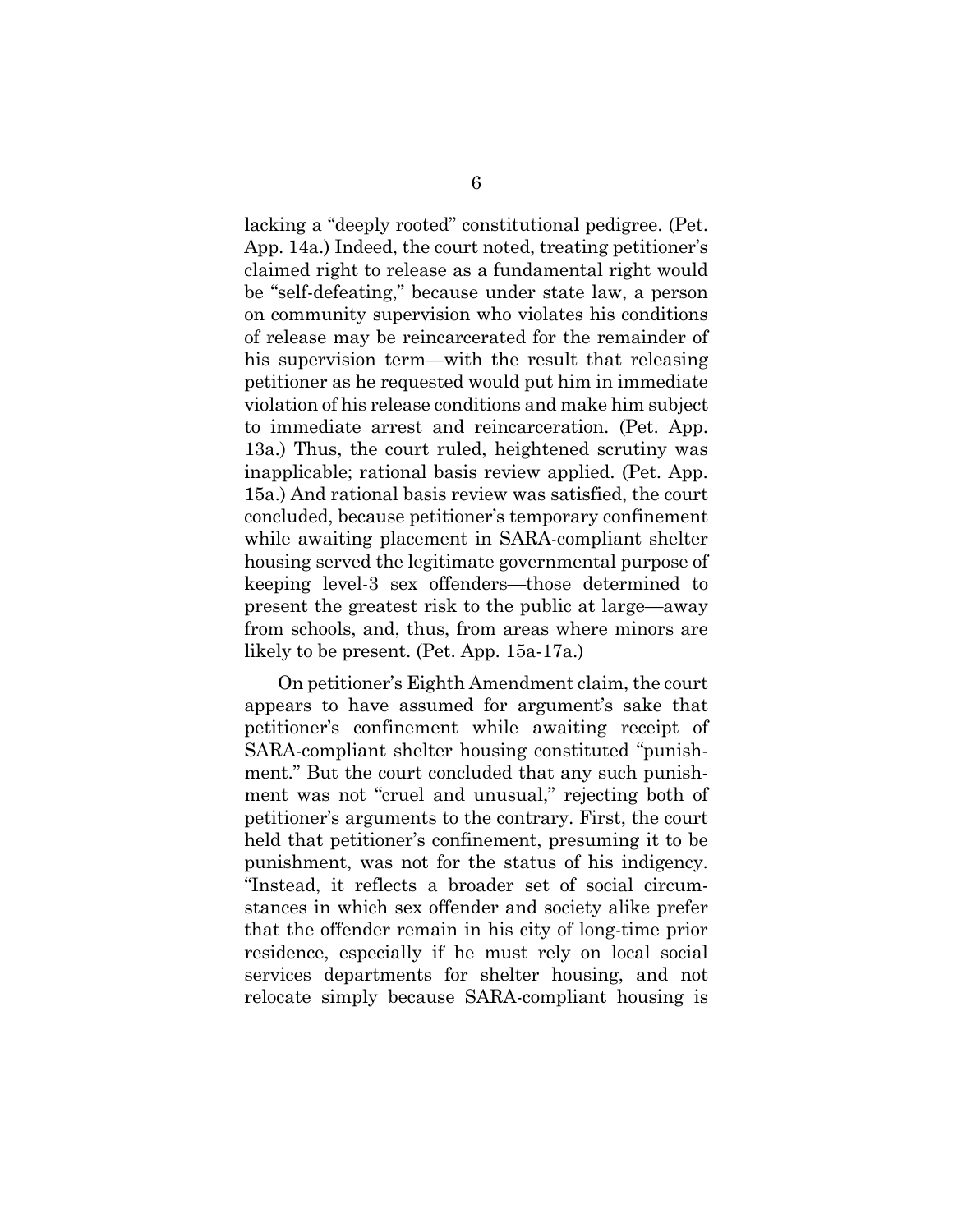lacking a "deeply rooted" constitutional pedigree. (Pet. App. 14a.) Indeed, the court noted, treating petitioner's claimed right to release as a fundamental right would be "self-defeating," because under state law, a person on community supervision who violates his conditions of release may be reincarcerated for the remainder of his supervision term—with the result that releasing petitioner as he requested would put him in immediate violation of his release conditions and make him subject to immediate arrest and reincarceration. (Pet. App. 13a.) Thus, the court ruled, heightened scrutiny was inapplicable; rational basis review applied. (Pet. App. 15a.) And rational basis review was satisfied, the court concluded, because petitioner's temporary confinement while awaiting placement in SARA-compliant shelter housing served the legitimate governmental purpose of keeping level-3 sex offenders—those determined to present the greatest risk to the public at large—away from schools, and, thus, from areas where minors are likely to be present. (Pet. App. 15a-17a.)

On petitioner's Eighth Amendment claim, the court appears to have assumed for argument's sake that petitioner's confinement while awaiting receipt of SARA-compliant shelter housing constituted "punishment." But the court concluded that any such punishment was not "cruel and unusual," rejecting both of petitioner's arguments to the contrary. First, the court held that petitioner's confinement, presuming it to be punishment, was not for the status of his indigency. "Instead, it reflects a broader set of social circumstances in which sex offender and society alike prefer that the offender remain in his city of long-time prior residence, especially if he must rely on local social services departments for shelter housing, and not relocate simply because SARA-compliant housing is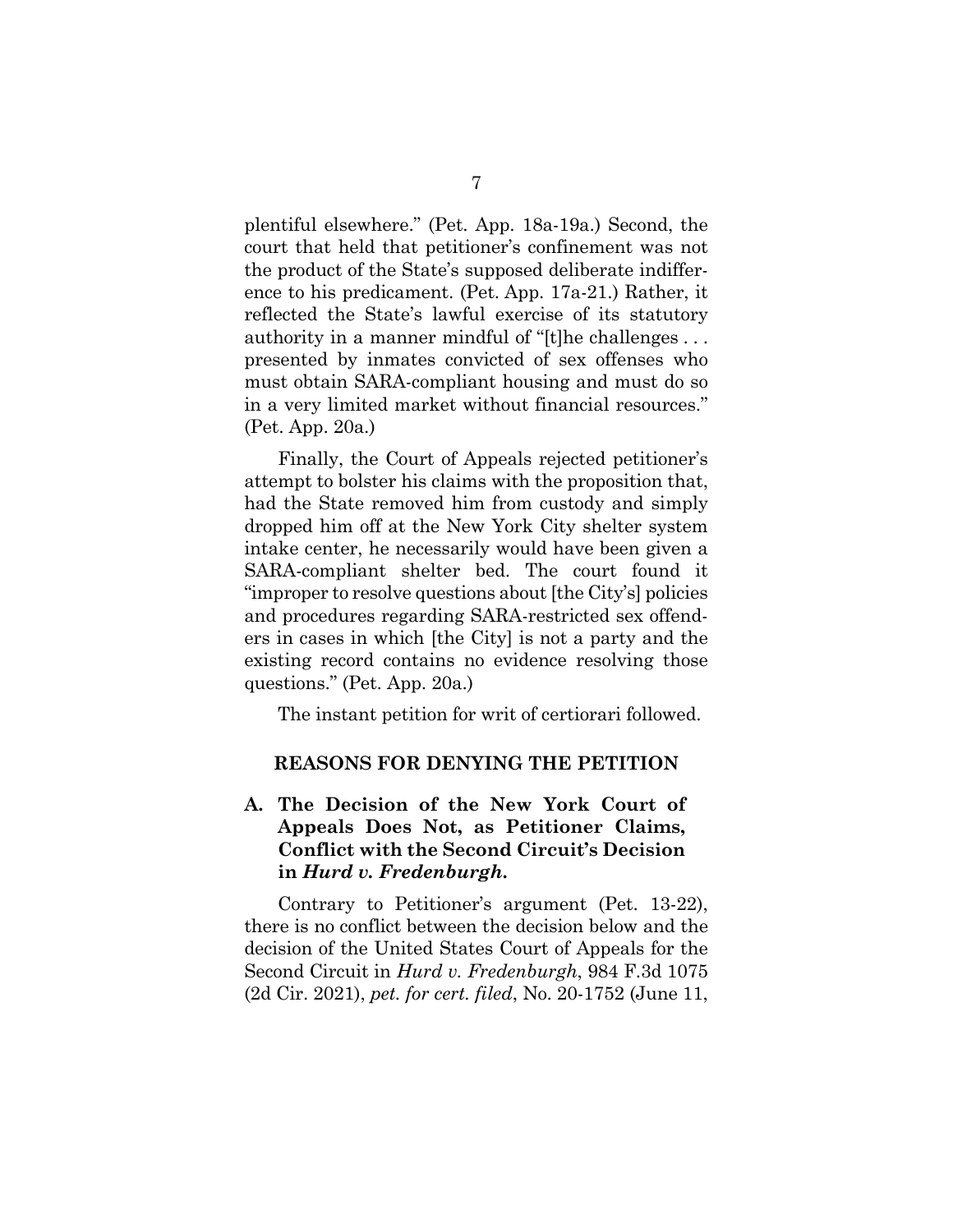plentiful elsewhere." (Pet. App. 18a-19a.) Second, the court that held that petitioner's confinement was not the product of the State's supposed deliberate indifference to his predicament. (Pet. App. 17a-21.) Rather, it reflected the State's lawful exercise of its statutory authority in a manner mindful of "[t]he challenges . . . presented by inmates convicted of sex offenses who must obtain SARA-compliant housing and must do so in a very limited market without financial resources." (Pet. App. 20a.)

Finally, the Court of Appeals rejected petitioner's attempt to bolster his claims with the proposition that, had the State removed him from custody and simply dropped him off at the New York City shelter system intake center, he necessarily would have been given a SARA-compliant shelter bed. The court found it "improper to resolve questions about [the City's] policies and procedures regarding SARA-restricted sex offenders in cases in which [the City] is not a party and the existing record contains no evidence resolving those questions." (Pet. App. 20a.)

The instant petition for writ of certiorari followed.

## REASONS FOR DENYING THE PETITION

### A. The Decision of the New York Court of Appeals Does Not, as Petitioner Claims, Conflict with the Second Circuit's Decision in *Hurd v. Fredenburgh.*

Contrary to Petitioner's argument (Pet. 13-22), there is no conflict between the decision below and the decision of the United States Court of Appeals for the Second Circuit in *Hurd v. Fredenburgh*, 984 F.3d 1075 (2d Cir. 2021), *pet. for cert. filed*, No. 20-1752 (June 11,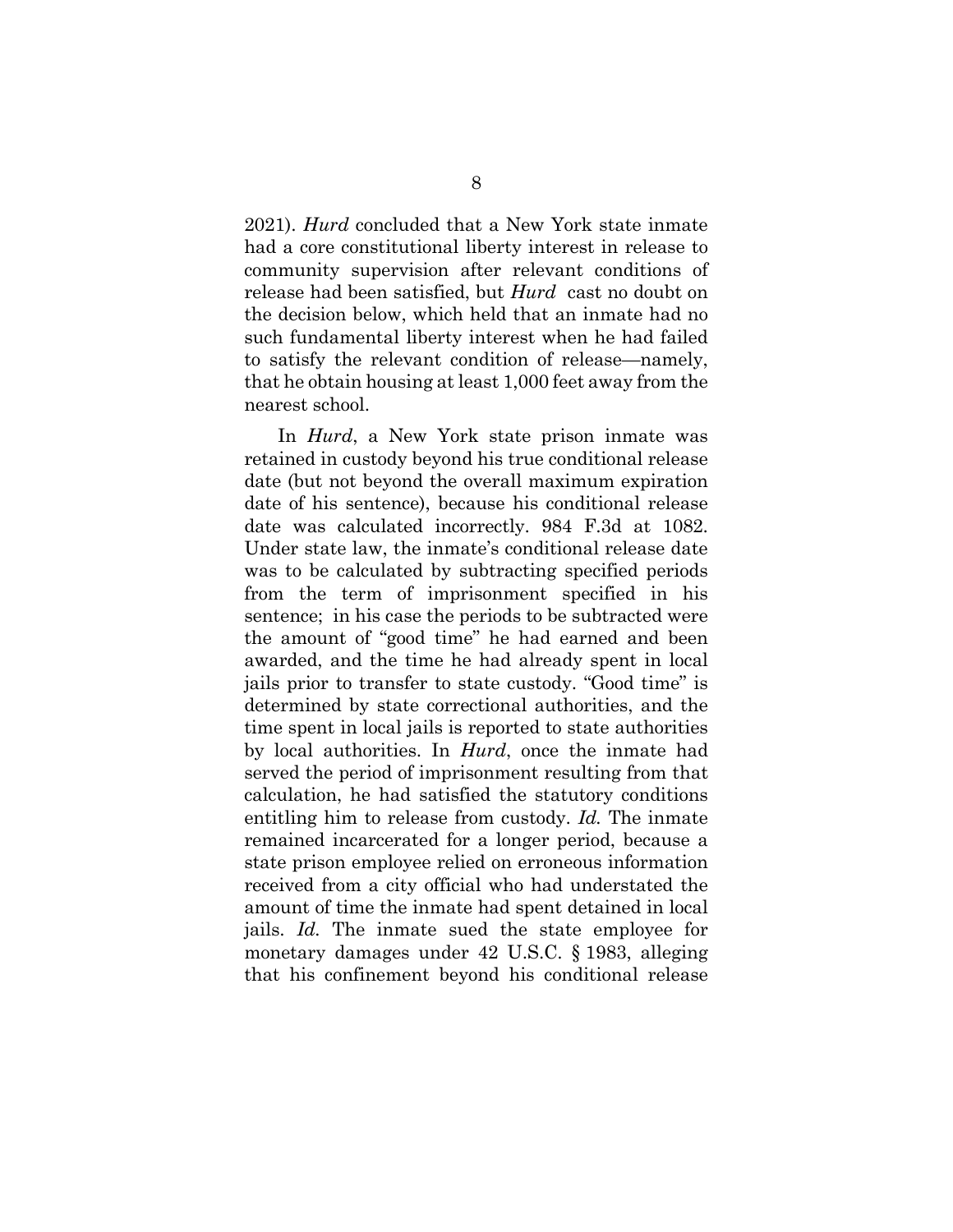2021). *Hurd* concluded that a New York state inmate had a core constitutional liberty interest in release to community supervision after relevant conditions of release had been satisfied, but *Hurd* cast no doubt on the decision below, which held that an inmate had no such fundamental liberty interest when he had failed to satisfy the relevant condition of release—namely, that he obtain housing at least 1,000 feet away from the nearest school.

In *Hurd*, a New York state prison inmate was retained in custody beyond his true conditional release date (but not beyond the overall maximum expiration date of his sentence), because his conditional release date was calculated incorrectly. 984 F.3d at 1082. Under state law, the inmate's conditional release date was to be calculated by subtracting specified periods from the term of imprisonment specified in his sentence; in his case the periods to be subtracted were the amount of "good time" he had earned and been awarded, and the time he had already spent in local jails prior to transfer to state custody. "Good time" is determined by state correctional authorities, and the time spent in local jails is reported to state authorities by local authorities. In *Hurd*, once the inmate had served the period of imprisonment resulting from that calculation, he had satisfied the statutory conditions entitling him to release from custody. *Id.* The inmate remained incarcerated for a longer period, because a state prison employee relied on erroneous information received from a city official who had understated the amount of time the inmate had spent detained in local jails. *Id.* The inmate sued the state employee for monetary damages under 42 U.S.C. § 1983, alleging that his confinement beyond his conditional release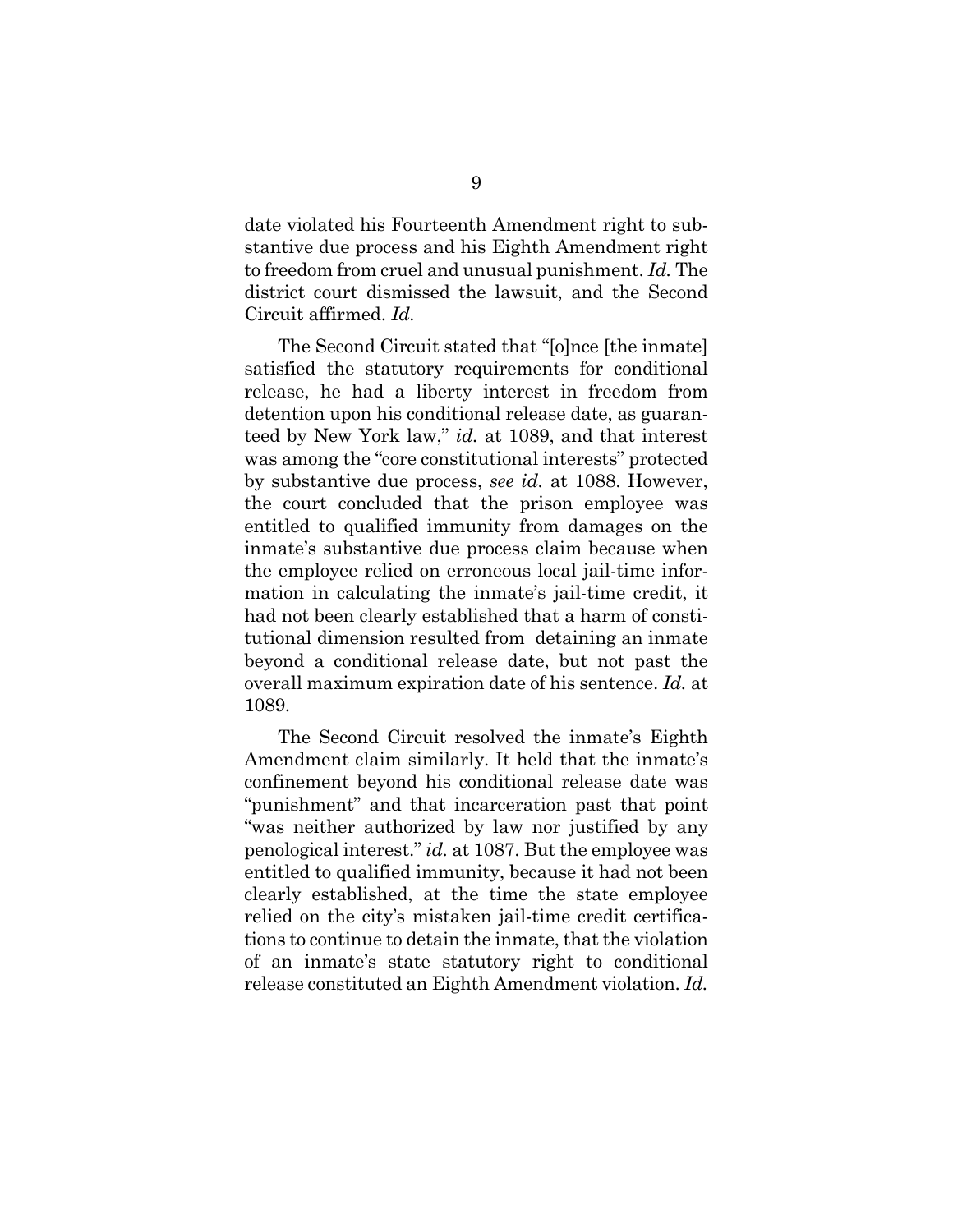date violated his Fourteenth Amendment right to substantive due process and his Eighth Amendment right to freedom from cruel and unusual punishment. *Id.* The district court dismissed the lawsuit, and the Second Circuit affirmed. *Id.*

The Second Circuit stated that "[o]nce [the inmate] satisfied the statutory requirements for conditional release, he had a liberty interest in freedom from detention upon his conditional release date, as guaranteed by New York law," *id.* at 1089, and that interest was among the "core constitutional interests" protected by substantive due process, *see id.* at 1088. However, the court concluded that the prison employee was entitled to qualified immunity from damages on the inmate's substantive due process claim because when the employee relied on erroneous local jail-time information in calculating the inmate's jail-time credit, it had not been clearly established that a harm of constitutional dimension resulted from detaining an inmate beyond a conditional release date, but not past the overall maximum expiration date of his sentence. *Id.* at 1089.

The Second Circuit resolved the inmate's Eighth Amendment claim similarly. It held that the inmate's confinement beyond his conditional release date was "punishment" and that incarceration past that point "was neither authorized by law nor justified by any penological interest." *id.* at 1087. But the employee was entitled to qualified immunity, because it had not been clearly established, at the time the state employee relied on the city's mistaken jail-time credit certifications to continue to detain the inmate, that the violation of an inmate's state statutory right to conditional release constituted an Eighth Amendment violation. *Id.*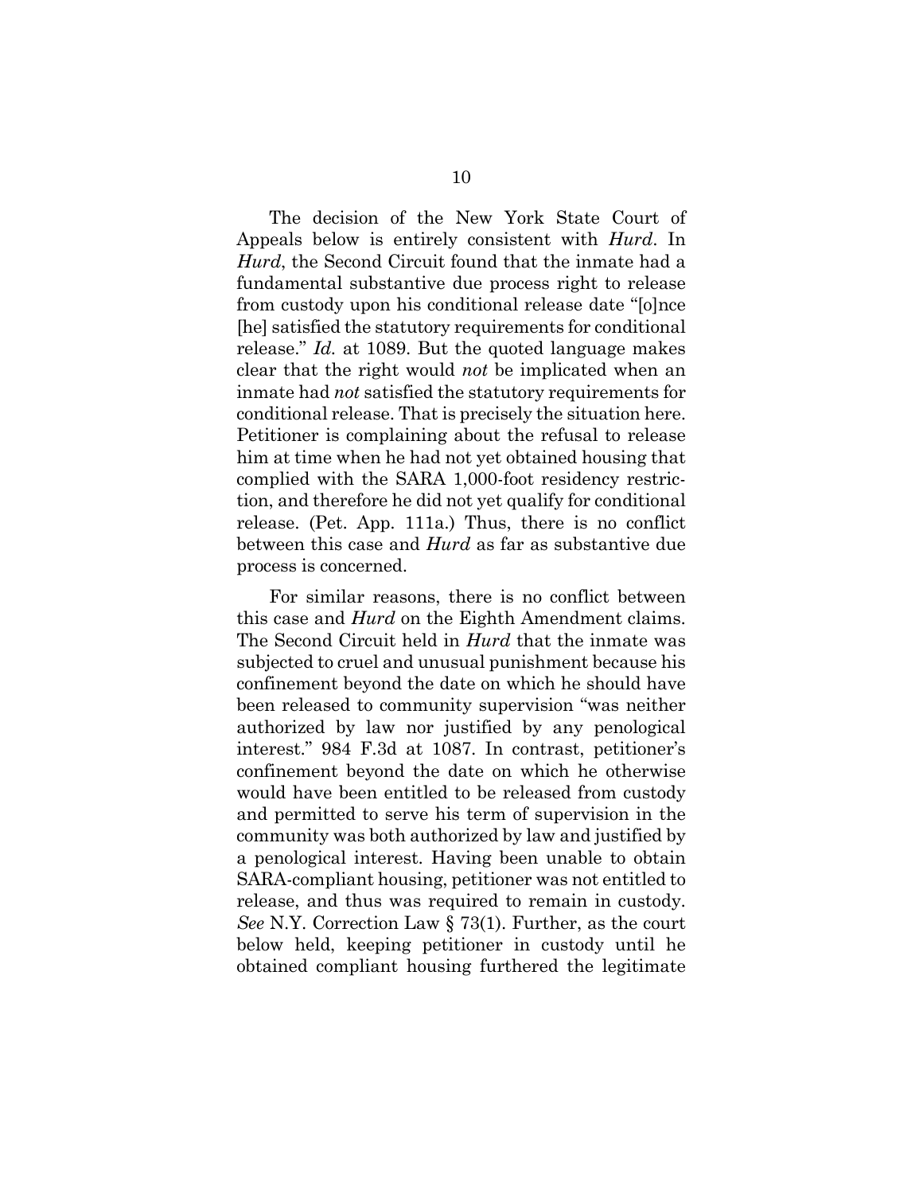The decision of the New York State Court of Appeals below is entirely consistent with *Hurd*. In *Hurd*, the Second Circuit found that the inmate had a fundamental substantive due process right to release from custody upon his conditional release date "[o]nce [he] satisfied the statutory requirements for conditional release." *Id.* at 1089. But the quoted language makes clear that the right would *not* be implicated when an inmate had *not* satisfied the statutory requirements for conditional release. That is precisely the situation here. Petitioner is complaining about the refusal to release him at time when he had not yet obtained housing that complied with the SARA 1,000-foot residency restriction, and therefore he did not yet qualify for conditional release. (Pet. App. 111a.) Thus, there is no conflict between this case and *Hurd* as far as substantive due process is concerned.

For similar reasons, there is no conflict between this case and *Hurd* on the Eighth Amendment claims. The Second Circuit held in *Hurd* that the inmate was subjected to cruel and unusual punishment because his confinement beyond the date on which he should have been released to community supervision "was neither authorized by law nor justified by any penological interest." 984 F.3d at 1087. In contrast, petitioner's confinement beyond the date on which he otherwise would have been entitled to be released from custody and permitted to serve his term of supervision in the community was both authorized by law and justified by a penological interest. Having been unable to obtain SARA-compliant housing, petitioner was not entitled to release, and thus was required to remain in custody. *See* N.Y. Correction Law § 73(1). Further, as the court below held, keeping petitioner in custody until he obtained compliant housing furthered the legitimate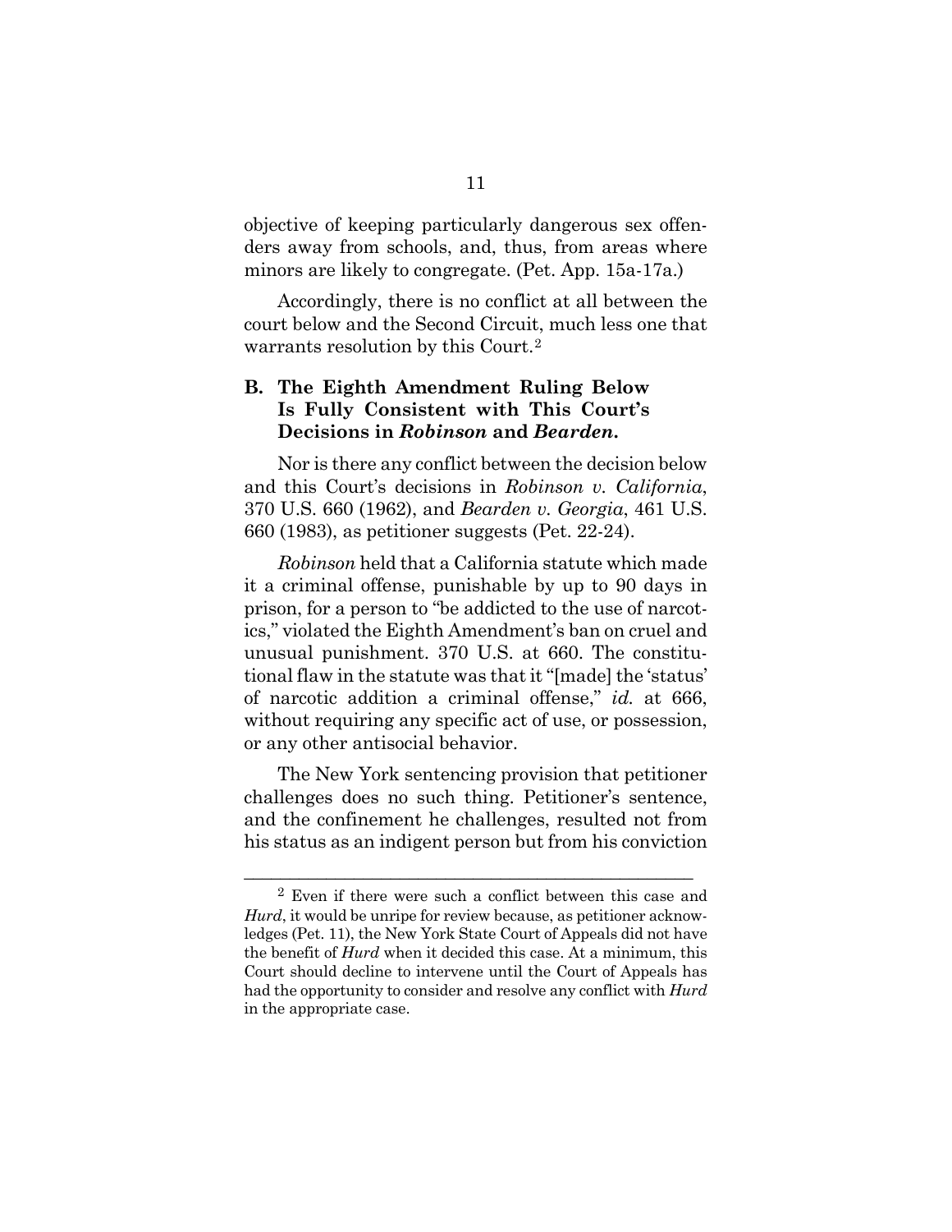objective of keeping particularly dangerous sex offenders away from schools, and, thus, from areas where minors are likely to congregate. (Pet. App. 15a-17a.)

Accordingly, there is no conflict at all between the court below and the Second Circuit, much less one that warrants resolution by this Court.[2]

### B. The Eighth Amendment Ruling Below Is Fully Consistent with This Court's Decisions in *Robinson* and *Bearden*.

Nor is there any conflict between the decision below and this Court's decisions in *Robinson v. California*, 370 U.S. 660 (1962), and *Bearden v. Georgia*, 461 U.S. 660 (1983), as petitioner suggests (Pet. 22-24).

*Robinson* held that a California statute which made it a criminal offense, punishable by up to 90 days in prison, for a person to "be addicted to the use of narcotics," violated the Eighth Amendment's ban on cruel and unusual punishment. 370 U.S. at 660. The constitutional flaw in the statute was that it "[made] the 'status' of narcotic addition a criminal offense," *id.* at 666, without requiring any specific act of use, or possession, or any other antisocial behavior.

The New York sentencing provision that petitioner challenges does no such thing. Petitioner's sentence, and the confinement he challenges, resulted not from his status as an indigent person but from his conviction

---

[2] Even if there were such a conflict between this case and *Hurd*, it would be unripe for review because, as petitioner acknowledges (Pet. 11), the New York State Court of Appeals did not have the benefit of *Hurd* when it decided this case. At a minimum, this Court should decline to intervene until the Court of Appeals has had the opportunity to consider and resolve any conflict with *Hurd* in the appropriate case.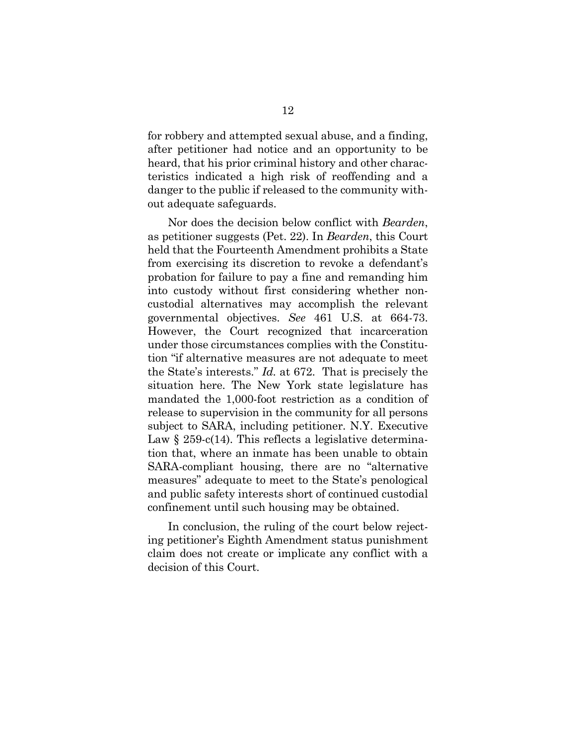for robbery and attempted sexual abuse, and a finding, after petitioner had notice and an opportunity to be heard, that his prior criminal history and other characteristics indicated a high risk of reoffending and a danger to the public if released to the community without adequate safeguards.

Nor does the decision below conflict with *Bearden*, as petitioner suggests (Pet. 22). In *Bearden*, this Court held that the Fourteenth Amendment prohibits a State from exercising its discretion to revoke a defendant's probation for failure to pay a fine and remanding him into custody without first considering whether noncustodial alternatives may accomplish the relevant governmental objectives. *See* 461 U.S. at 664-73. However, the Court recognized that incarceration under those circumstances complies with the Constitution "if alternative measures are not adequate to meet the State's interests." *Id.* at 672. That is precisely the situation here. The New York state legislature has mandated the 1,000-foot restriction as a condition of release to supervision in the community for all persons subject to SARA, including petitioner. N.Y. Executive Law § 259-c(14). This reflects a legislative determination that, where an inmate has been unable to obtain SARA-compliant housing, there are no "alternative measures" adequate to meet to the State's penological and public safety interests short of continued custodial confinement until such housing may be obtained.

In conclusion, the ruling of the court below rejecting petitioner's Eighth Amendment status punishment claim does not create or implicate any conflict with a decision of this Court.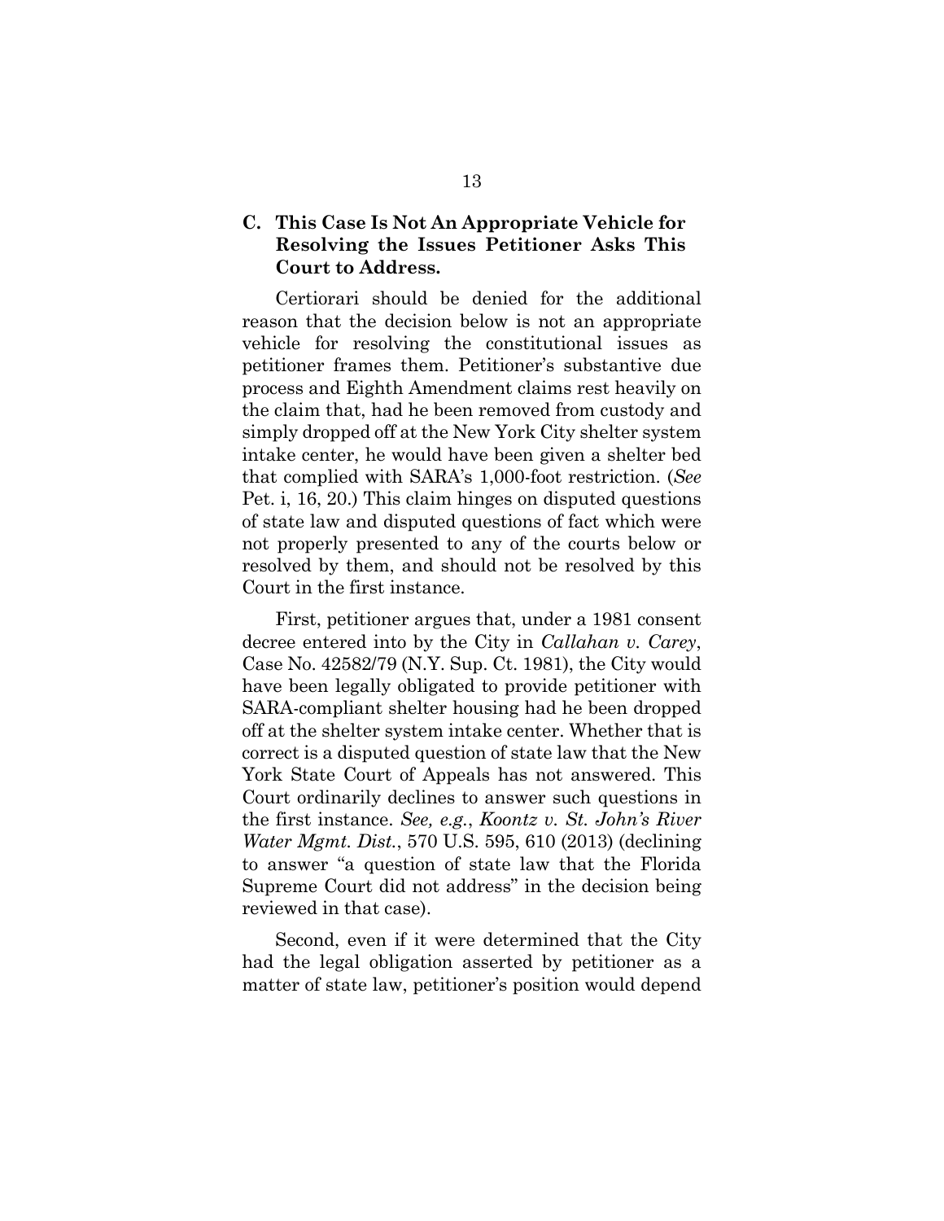### C. This Case Is Not An Appropriate Vehicle for Resolving the Issues Petitioner Asks This Court to Address.

Certiorari should be denied for the additional reason that the decision below is not an appropriate vehicle for resolving the constitutional issues as petitioner frames them. Petitioner's substantive due process and Eighth Amendment claims rest heavily on the claim that, had he been removed from custody and simply dropped off at the New York City shelter system intake center, he would have been given a shelter bed that complied with SARA's 1,000-foot restriction. (*See* Pet. i, 16, 20.) This claim hinges on disputed questions of state law and disputed questions of fact which were not properly presented to any of the courts below or resolved by them, and should not be resolved by this Court in the first instance.

First, petitioner argues that, under a 1981 consent decree entered into by the City in *Callahan v. Carey*, Case No. 42582/79 (N.Y. Sup. Ct. 1981), the City would have been legally obligated to provide petitioner with SARA-compliant shelter housing had he been dropped off at the shelter system intake center. Whether that is correct is a disputed question of state law that the New York State Court of Appeals has not answered. This Court ordinarily declines to answer such questions in the first instance. *See, e.g.*, *Koontz v. St. John's River Water Mgmt. Dist.*, 570 U.S. 595, 610 (2013) (declining to answer "a question of state law that the Florida Supreme Court did not address" in the decision being reviewed in that case).

Second, even if it were determined that the City had the legal obligation asserted by petitioner as a matter of state law, petitioner's position would depend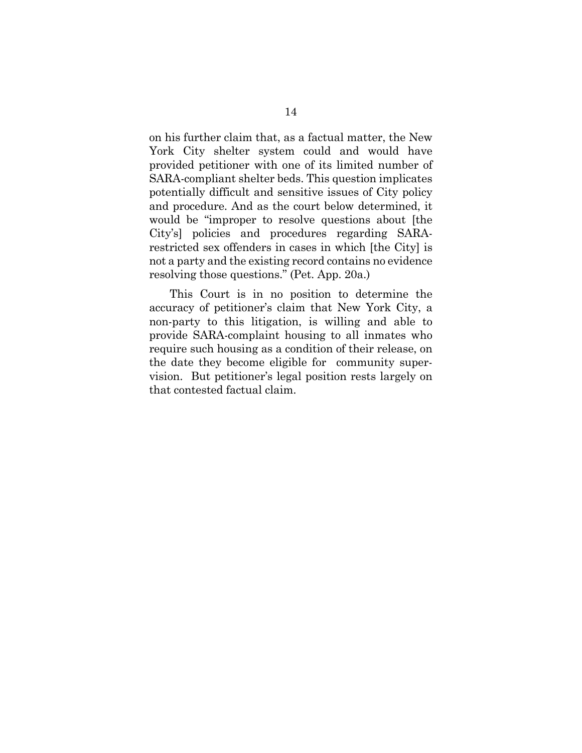on his further claim that, as a factual matter, the New York City shelter system could and would have provided petitioner with one of its limited number of SARA-compliant shelter beds. This question implicates potentially difficult and sensitive issues of City policy and procedure. And as the court below determined, it would be "improper to resolve questions about [the City's] policies and procedures regarding SARA-restricted sex offenders in cases in which [the City] is not a party and the existing record contains no evidence resolving those questions." (Pet. App. 20a.)

This Court is in no position to determine the accuracy of petitioner's claim that New York City, a non-party to this litigation, is willing and able to provide SARA-complaint housing to all inmates who require such housing as a condition of their release, on the date they become eligible for community supervision. But petitioner's legal position rests largely on that contested factual claim.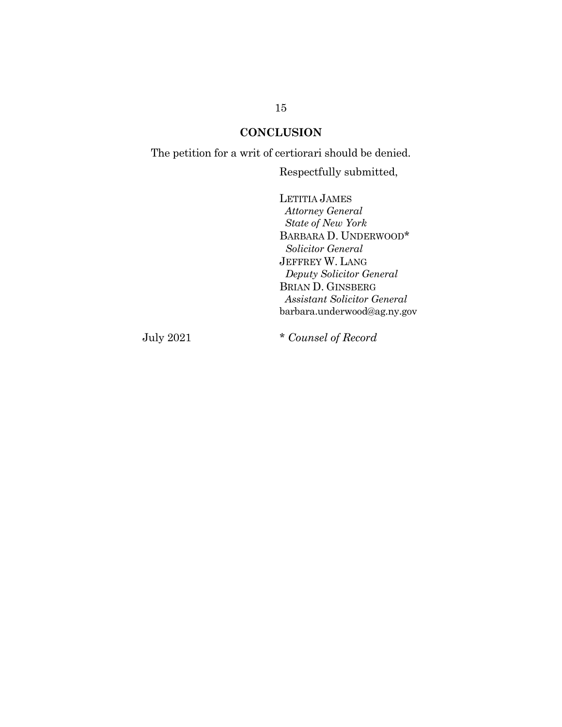## CONCLUSION

The petition for a writ of certiorari should be denied.

Respectfully submitted,

LETITIA JAMES
*Attorney General*
*State of New York*
BARBARA D. UNDERWOOD*
*Solicitor General*
JEFFREY W. LANG
*Deputy Solicitor General*
BRIAN D. GINSBERG
*Assistant Solicitor General*
barbara.underwood@ag.ny.gov

July 2021

\* *Counsel of Record*